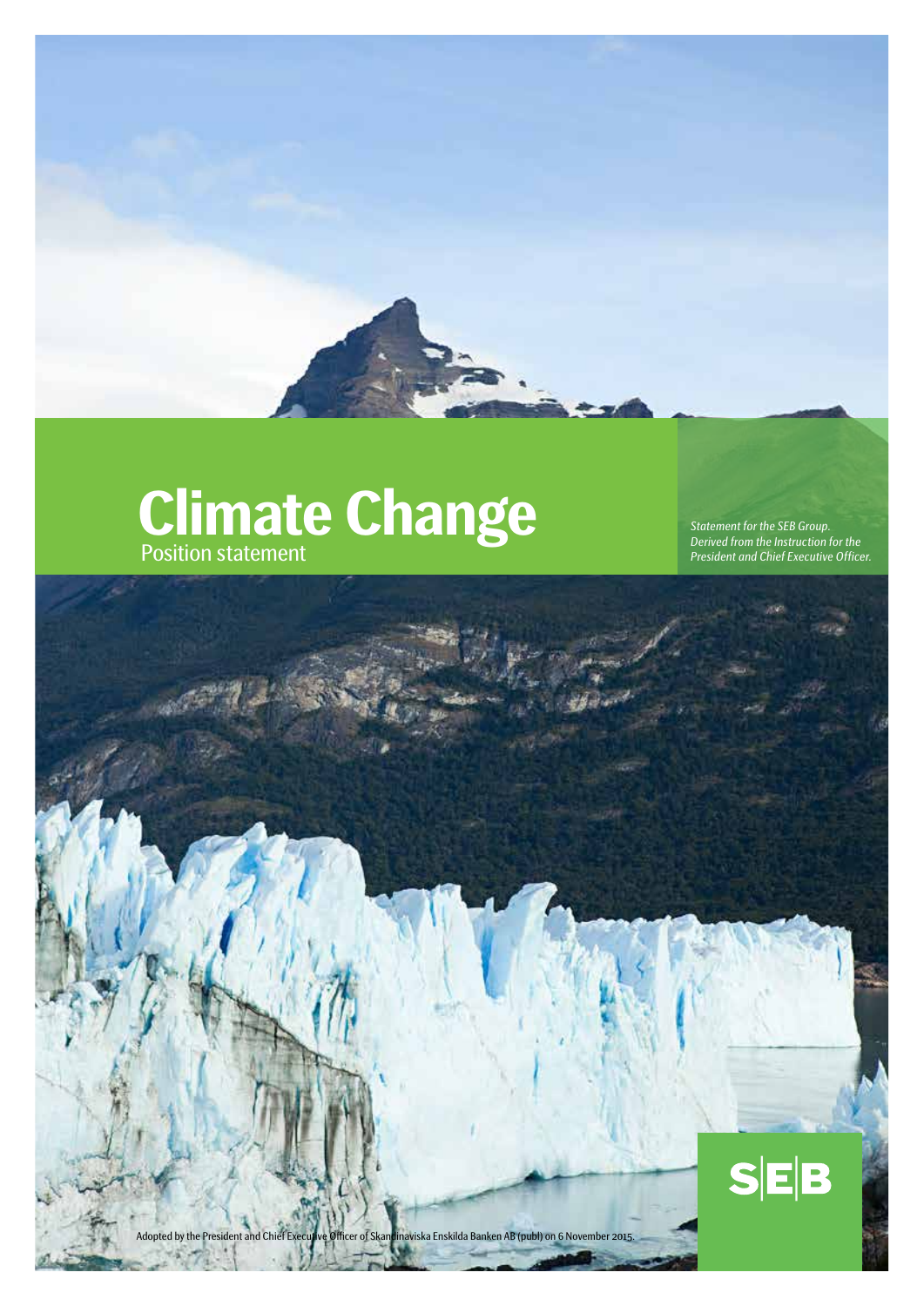# Climate Change

Position statement

*Statement for the SEB Group. Derived from the Instruction for the President and Chief Executive Officer.*

Adopted by the President and Chief Executive Officer of Skandinaviska Enskilda Banken AB (publ) on 6 November 2015.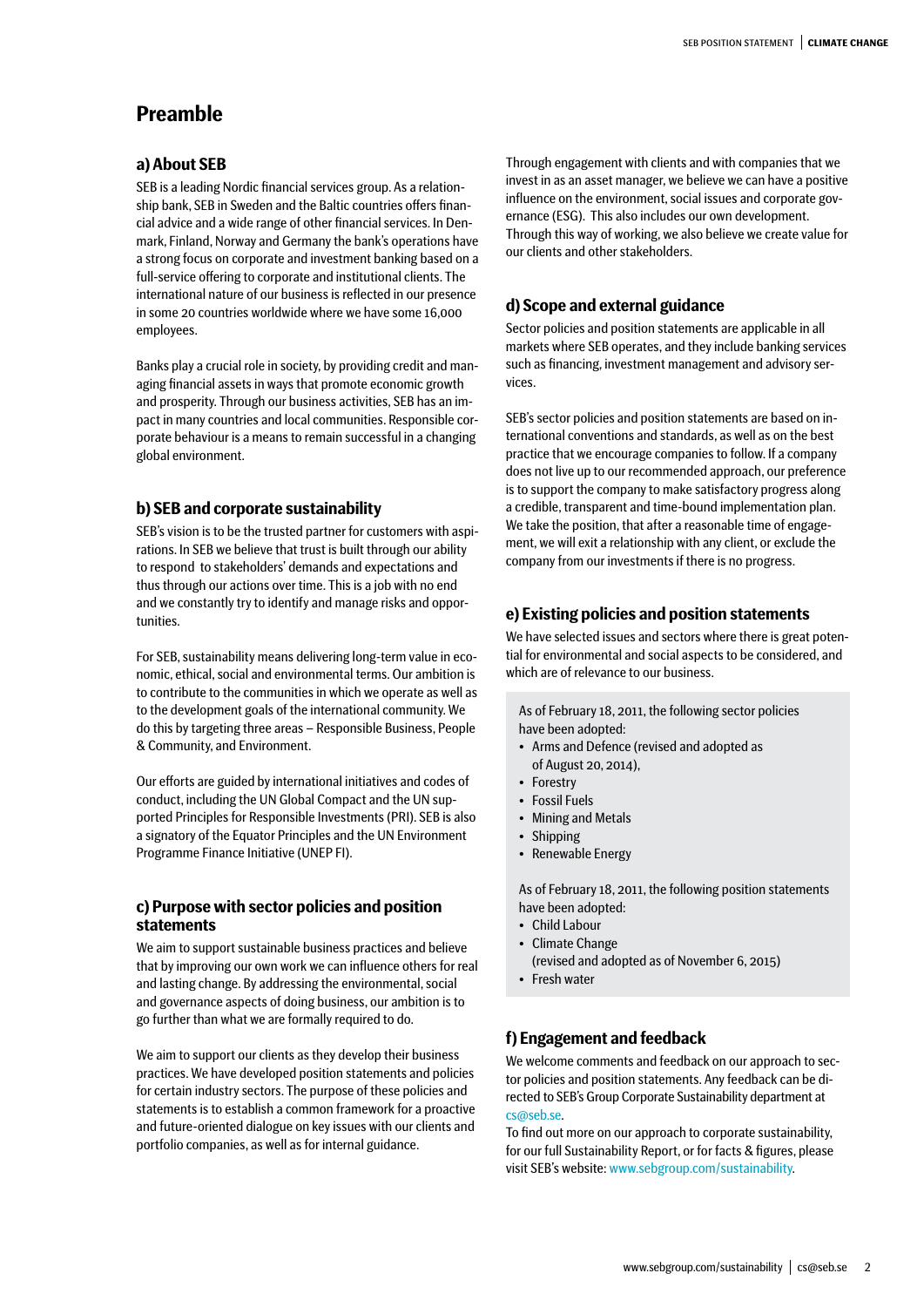# Preamble

## a) About SEB

SEB is a leading Nordic financial services group. As a relationship bank, SEB in Sweden and the Baltic countries offers financial advice and a wide range of other financial services. In Denmark, Finland, Norway and Germany the bank's operations have a strong focus on corporate and investment banking based on a full-service offering to corporate and institutional clients. The international nature of our business is reflected in our presence in some 20 countries worldwide where we have some 16,000 employees.

Banks play a crucial role in society, by providing credit and managing financial assets in ways that promote economic growth and prosperity. Through our business activities, SEB has an impact in many countries and local communities. Responsible corporate behaviour is a means to remain successful in a changing global environment.

## b) SEB and corporate sustainability

SEB's vision is to be the trusted partner for customers with aspirations. In SEB we believe that trust is built through our ability to respond to stakeholders' demands and expectations and thus through our actions over time. This is a job with no end and we constantly try to identify and manage risks and opportunities.

For SEB, sustainability means delivering long-term value in economic, ethical, social and environmental terms. Our ambition is to contribute to the communities in which we operate as well as to the development goals of the international community. We do this by targeting three areas – Responsible Business, People & Community, and Environment.

Our efforts are guided by international initiatives and codes of conduct, including the UN Global Compact and the UN supported Principles for Responsible Investments (PRI). SEB is also a signatory of the Equator Principles and the UN Environment Programme Finance Initiative (UNEP FI).

## c) Purpose with sector policies and position statements

We aim to support sustainable business practices and believe that by improving our own work we can influence others for real and lasting change. By addressing the environmental, social and governance aspects of doing business, our ambition is to go further than what we are formally required to do.

We aim to support our clients as they develop their business practices. We have developed position statements and policies for certain industry sectors. The purpose of these policies and statements is to establish a common framework for a proactive and future-oriented dialogue on key issues with our clients and portfolio companies, as well as for internal guidance.

Through engagement with clients and with companies that we invest in as an asset manager, we believe we can have a positive influence on the environment, social issues and corporate governance (ESG). This also includes our own development. Through this way of working, we also believe we create value for our clients and other stakeholders.

## d) Scope and external guidance

Sector policies and position statements are applicable in all markets where SEB operates, and they include banking services such as financing, investment management and advisory services.

SEB's sector policies and position statements are based on international conventions and standards, as well as on the best practice that we encourage companies to follow. If a company does not live up to our recommended approach, our preference is to support the company to make satisfactory progress along a credible, transparent and time-bound implementation plan. We take the position, that after a reasonable time of engagement, we will exit a relationship with any client, or exclude the company from our investments if there is no progress.

## e) Existing policies and position statements

We have selected issues and sectors where there is great potential for environmental and social aspects to be considered, and which are of relevance to our business.

As of February 18, 2011, the following sector policies have been adopted:

- Arms and Defence (revised and adopted as of August 20, 2014),
- Forestry
- Fossil Fuels
- Mining and Metals
- Shipping
- Renewable Energy

As of February 18, 2011, the following position statements have been adopted:

- Child Labour
- Climate Change (revised and adopted as of November 6, 2015)
- Fresh water

## f) Engagement and feedback

We welcome comments and feedback on our approach to sector policies and position statements. Any feedback can be directed to SEB's Group Corporate Sustainability department at cs@seb.se.
To find out more on our approach to corporate sustainability, for our full Sustainability Report, or for facts & figures, please visit SEB's website: www.sebgroup.com/sustainability.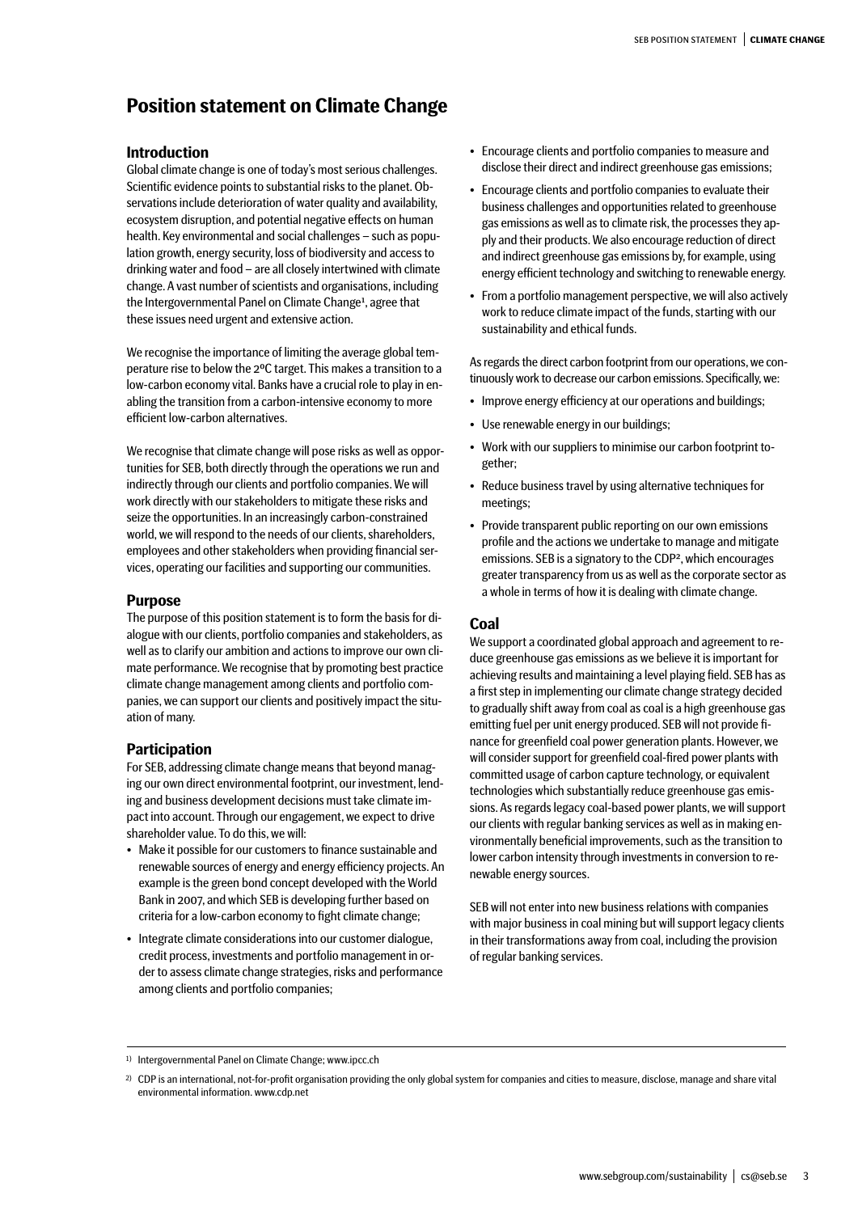# Position statement on Climate Change

## Introduction

Global climate change is one of today's most serious challenges. Scientific evidence points to substantial risks to the planet. Observations include deterioration of water quality and availability, ecosystem disruption, and potential negative effects on human health. Key environmental and social challenges – such as population growth, energy security, loss of biodiversity and access to drinking water and food – are all closely intertwined with climate change. A vast number of scientists and organisations, including the Intergovernmental Panel on Climate Change[1], agree that these issues need urgent and extensive action.

We recognise the importance of limiting the average global temperature rise to below the 2ºC target. This makes a transition to a low-carbon economy vital. Banks have a crucial role to play in enabling the transition from a carbon-intensive economy to more efficient low-carbon alternatives.

We recognise that climate change will pose risks as well as opportunities for SEB, both directly through the operations we run and indirectly through our clients and portfolio companies. We will work directly with our stakeholders to mitigate these risks and seize the opportunities. In an increasingly carbon-constrained world, we will respond to the needs of our clients, shareholders, employees and other stakeholders when providing financial services, operating our facilities and supporting our communities.

## Purpose

The purpose of this position statement is to form the basis for dialogue with our clients, portfolio companies and stakeholders, as well as to clarify our ambition and actions to improve our own climate performance. We recognise that by promoting best practice climate change management among clients and portfolio companies, we can support our clients and positively impact the situation of many.

## Participation

For SEB, addressing climate change means that beyond managing our own direct environmental footprint, our investment, lending and business development decisions must take climate impact into account. Through our engagement, we expect to drive shareholder value. To do this, we will:

- Make it possible for our customers to finance sustainable and renewable sources of energy and energy efficiency projects. An example is the green bond concept developed with the World Bank in 2007, and which SEB is developing further based on criteria for a low-carbon economy to fight climate change;
- Integrate climate considerations into our customer dialogue, credit process, investments and portfolio management in order to assess climate change strategies, risks and performance among clients and portfolio companies;
- Encourage clients and portfolio companies to measure and disclose their direct and indirect greenhouse gas emissions;
- Encourage clients and portfolio companies to evaluate their business challenges and opportunities related to greenhouse gas emissions as well as to climate risk, the processes they apply and their products. We also encourage reduction of direct and indirect greenhouse gas emissions by, for example, using energy efficient technology and switching to renewable energy.
- From a portfolio management perspective, we will also actively work to reduce climate impact of the funds, starting with our sustainability and ethical funds.

As regards the direct carbon footprint from our operations, we continuously work to decrease our carbon emissions. Specifically, we:

- Improve energy efficiency at our operations and buildings;
- Use renewable energy in our buildings;
- Work with our suppliers to minimise our carbon footprint together;
- Reduce business travel by using alternative techniques for meetings;
- Provide transparent public reporting on our own emissions profile and the actions we undertake to manage and mitigate emissions. SEB is a signatory to the CDP[2], which encourages greater transparency from us as well as the corporate sector as a whole in terms of how it is dealing with climate change.

## Coal

We support a coordinated global approach and agreement to reduce greenhouse gas emissions as we believe it is important for achieving results and maintaining a level playing field. SEB has as a first step in implementing our climate change strategy decided to gradually shift away from coal as coal is a high greenhouse gas emitting fuel per unit energy produced. SEB will not provide finance for greenfield coal power generation plants. However, we will consider support for greenfield coal-fired power plants with committed usage of carbon capture technology, or equivalent technologies which substantially reduce greenhouse gas emissions. As regards legacy coal-based power plants, we will support our clients with regular banking services as well as in making environmentally beneficial improvements, such as the transition to lower carbon intensity through investments in conversion to renewable energy sources.

SEB will not enter into new business relations with companies with major business in coal mining but will support legacy clients in their transformations away from coal, including the provision of regular banking services.

---

1) Intergovernmental Panel on Climate Change; www.ipcc.ch

2) CDP is an international, not-for-profit organisation providing the only global system for companies and cities to measure, disclose, manage and share vital environmental information. www.cdp.net